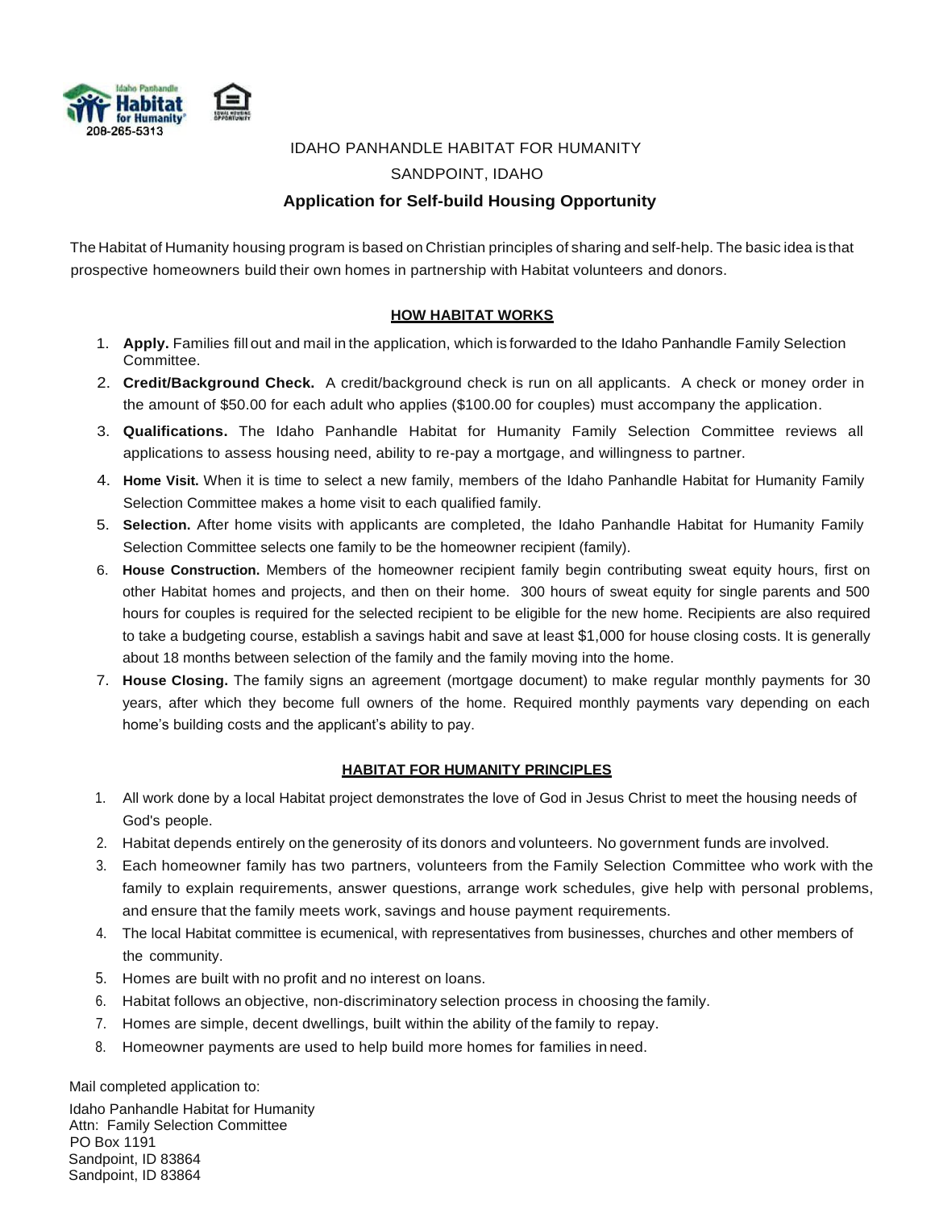208-265-5313

IDAHO PANHANDLE HABITAT FOR HUMANITY

SANDPOINT, IDAHO

**Application for Self-build Housing Opportunity**

The Habitat of Humanity housing program is based on Christian principles of sharing and self-help. The basic idea is that prospective homeowners build their own homes in partnership with Habitat volunteers and donors.

**HOW HABITAT WORKS**

1. **Apply.** Families fill out and mail in the application, which is forwarded to the Idaho Panhandle Family Selection Committee.
2. **Credit/Background Check.** A credit/background check is run on all applicants. A check or money order in the amount of $50.00 for each adult who applies ($100.00 for couples) must accompany the application.
3. **Qualifications.** The Idaho Panhandle Habitat for Humanity Family Selection Committee reviews all applications to assess housing need, ability to re-pay a mortgage, and willingness to partner.
4. **Home Visit.** When it is time to select a new family, members of the Idaho Panhandle Habitat for Humanity Family Selection Committee makes a home visit to each qualified family.
5. **Selection.** After home visits with applicants are completed, the Idaho Panhandle Habitat for Humanity Family Selection Committee selects one family to be the homeowner recipient (family).
6. **House Construction.** Members of the homeowner recipient family begin contributing sweat equity hours, first on other Habitat homes and projects, and then on their home. 300 hours of sweat equity for single parents and 500 hours for couples is required for the selected recipient to be eligible for the new home. Recipients are also required to take a budgeting course, establish a savings habit and save at least $1,000 for house closing costs. It is generally about 18 months between selection of the family and the family moving into the home.
7. **House Closing.** The family signs an agreement (mortgage document) to make regular monthly payments for 30 years, after which they become full owners of the home. Required monthly payments vary depending on each home's building costs and the applicant's ability to pay.

**HABITAT FOR HUMANITY PRINCIPLES**

1. All work done by a local Habitat project demonstrates the love of God in Jesus Christ to meet the housing needs of God's people.
2. Habitat depends entirely on the generosity of its donors and volunteers. No government funds are involved.
3. Each homeowner family has two partners, volunteers from the Family Selection Committee who work with the family to explain requirements, answer questions, arrange work schedules, give help with personal problems, and ensure that the family meets work, savings and house payment requirements.
4. The local Habitat committee is ecumenical, with representatives from businesses, churches and other members of the community.
5. Homes are built with no profit and no interest on loans.
6. Habitat follows an objective, non-discriminatory selection process in choosing the family.
7. Homes are simple, decent dwellings, built within the ability of the family to repay.
8. Homeowner payments are used to help build more homes for families in need.

Mail completed application to:

Idaho Panhandle Habitat for Humanity
Attn: Family Selection Committee
PO Box 1191
Sandpoint, ID 83864
Sandpoint, ID 83864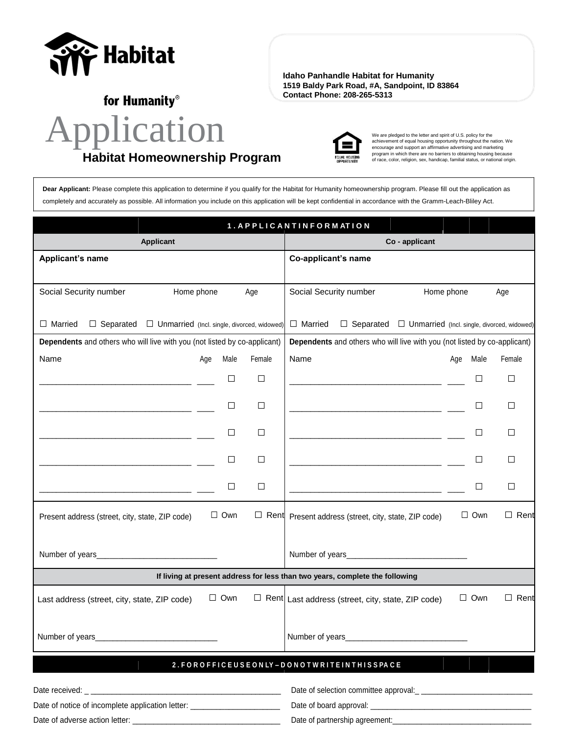Habitat for Humanity®

Idaho Panhandle Habitat for Humanity
1519 Baldy Park Road, #A, Sandpoint, ID 83864
Contact Phone: 208-265-5313

# Application

## Habitat Homeownership Program

We are pledged to the letter and spirit of U.S. policy for the achievement of equal housing opportunity throughout the nation. We encourage and support an affirmative advertising and marketing program in which there are no barriers to obtaining housing because of race, color, religion, sex, handicap, familial status, or national origin.

**Dear Applicant:** Please complete this application to determine if you qualify for the Habitat for Humanity homeownership program. Please fill out the application as completely and accurately as possible. All information you include on this application will be kept confidential in accordance with the Gramm-Leach-Bliley Act.

## 1. APPLICANT INFORMATION

| Applicant | Co - applicant |
|---|---|
| **Applicant's name** | **Co-applicant's name** |
| Social Security number / Home phone / Age | Social Security number / Home phone / Age |
| ☐ Married ☐ Separated ☐ Unmarried (Incl. single, divorced, widowed) | ☐ Married ☐ Separated ☐ Unmarried (Incl. single, divorced, widowed) |
| **Dependents** and others who will live with you (not listed by co-applicant) | **Dependents** and others who will live with you (not listed by co-applicant) |

| Name | Age | Male | Female | Name | Age | Male | Female |
|---|---|---|---|---|---|---|---|
| ____________________ | ____ | ☐ | ☐ | ____________________ | ____ | ☐ | ☐ |
| ____________________ | ____ | ☐ | ☐ | ____________________ | ____ | ☐ | ☐ |
| ____________________ | ____ | ☐ | ☐ | ____________________ | ____ | ☐ | ☐ |
| ____________________ | ____ | ☐ | ☐ | ____________________ | ____ | ☐ | ☐ |
| ____________________ | ____ | ☐ | ☐ | ____________________ | ____ | ☐ | ☐ |

| Applicant | Co - applicant |
|---|---|
| Present address (street, city, state, ZIP code) ☐ Own ☐ Rent | Present address (street, city, state, ZIP code) ☐ Own ☐ Rent |
| Number of years____________________________ | Number of years____________________________ |
| **If living at present address for less than two years, complete the following** | |
| Last address (street, city, state, ZIP code) ☐ Own ☐ Rent | Last address (street, city, state, ZIP code) ☐ Own ☐ Rent |
| Number of years____________________________ | Number of years____________________________ |

## 2. FOR OFFICE USE ONLY – DO NOT WRITE IN THIS SPACE

Date received: _ ______________________________________________

Date of notice of incomplete application letter: ______________________

Date of adverse action letter: ____________________________________

Date of selection committee approval:_ ___________________________

Date of board approval: ______________________________________

Date of partnership agreement:__________________________________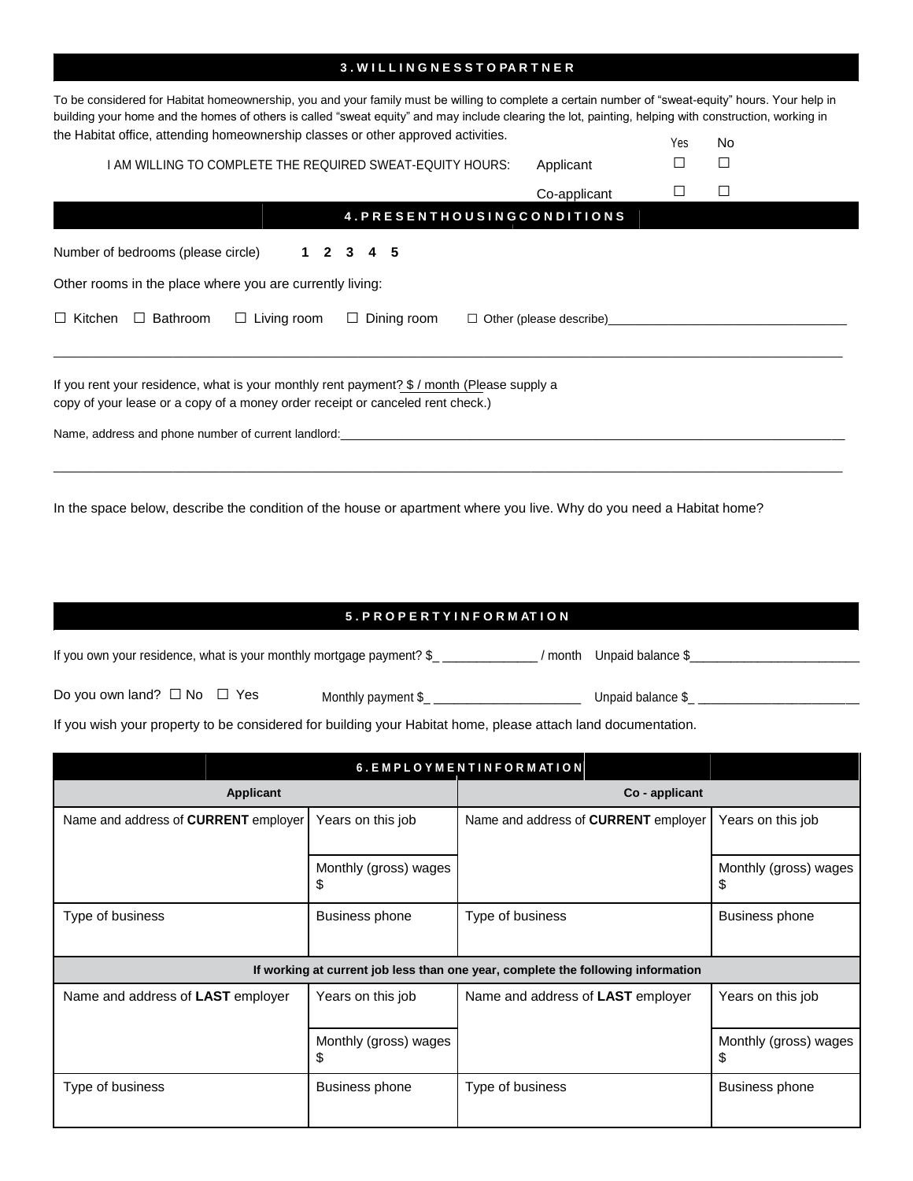## 3. WILLINGNESS TO PARTNER

To be considered for Habitat homeownership, you and your family must be willing to complete a certain number of "sweat-equity" hours. Your help in building your home and the homes of others is called "sweat equity" and may include clearing the lot, painting, helping with construction, working in the Habitat office, attending homeownership classes or other approved activities.

| I AM WILLING TO COMPLETE THE REQUIRED SWEAT-EQUITY HOURS: | | Yes | No |
|---|---|---|---|
| | Applicant | ☐ | ☐ |
| | Co-applicant | ☐ | ☐ |

## 4. PRESENT HOUSING CONDITIONS

Number of bedrooms (please circle) **1 2 3 4 5**

Other rooms in the place where you are currently living:

☐ Kitchen ☐ Bathroom ☐ Living room ☐ Dining room ☐ Other (please describe)___________________________________

_____________________________________________________________________________________________________________

If you rent your residence, what is your monthly rent payment? $ / month (Please supply a copy of your lease or a copy of a money order receipt or canceled rent check.)

Name, address and phone number of current landlord:_______________________________________________________________

_____________________________________________________________________________________________________________

In the space below, describe the condition of the house or apartment where you live. Why do you need a Habitat home?

## 5. PROPERTY INFORMATION

If you own your residence, what is your monthly mortgage payment? $_ ______________ / month Unpaid balance $_________________________

Do you own land? ☐ No ☐ Yes Monthly payment $_ ______________________ Unpaid balance $_ ________________________

If you wish your property to be considered for building your Habitat home, please attach land documentation.

## 6. EMPLOYMENT INFORMATION

| **Applicant** | | **Co - applicant** | |
|---|---|---|---|
| Name and address of **CURRENT** employer | Years on this job | Name and address of **CURRENT** employer | Years on this job |
| | Monthly (gross) wages $ | | Monthly (gross) wages $ |
| Type of business | Business phone | Type of business | Business phone |
| **If working at current job less than one year, complete the following information** | | | |
| Name and address of **LAST** employer | Years on this job | Name and address of **LAST** employer | Years on this job |
| | Monthly (gross) wages $ | | Monthly (gross) wages $ |
| Type of business | Business phone | Type of business | Business phone |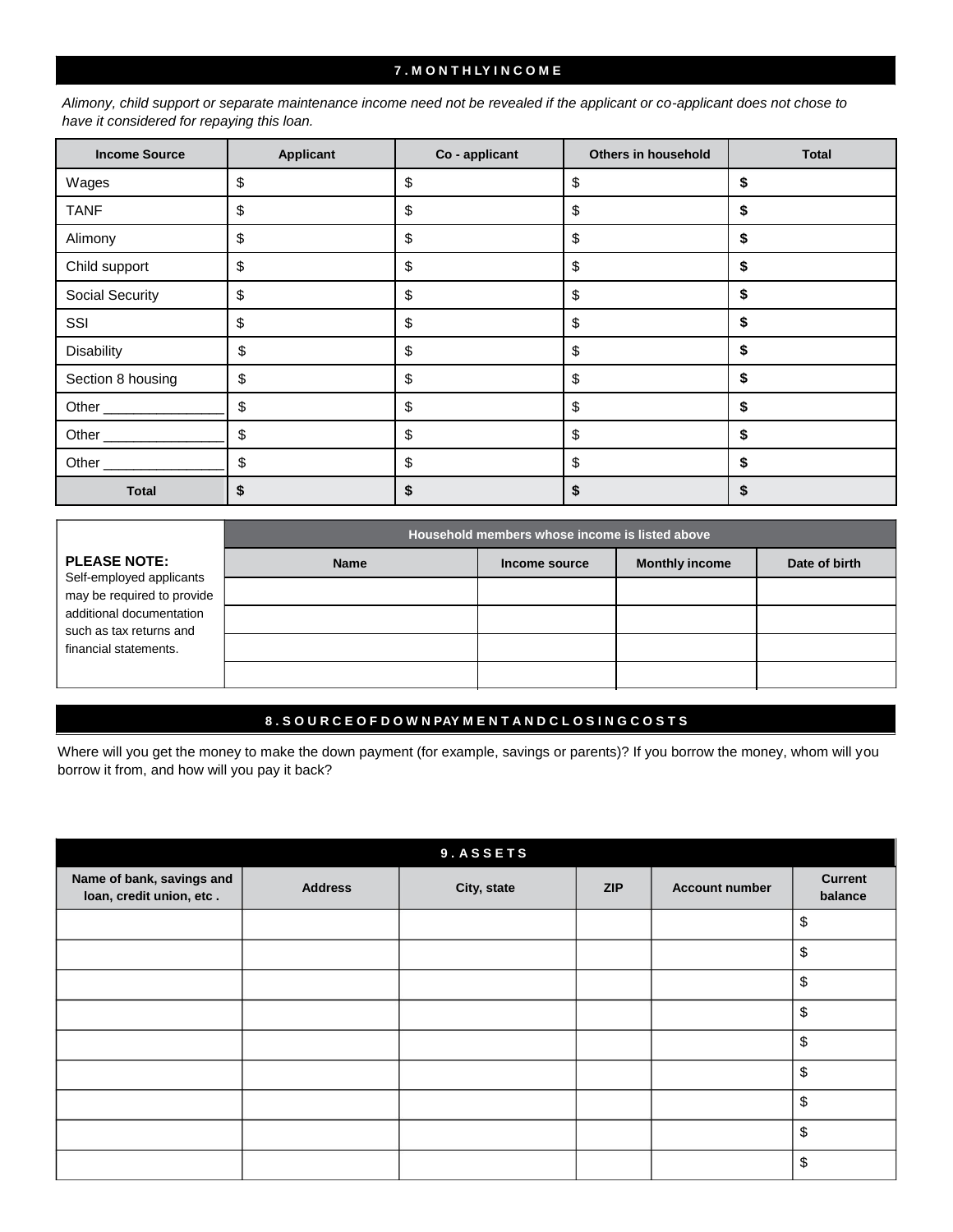## 7. MONTHLY INCOME

*Alimony, child support or separate maintenance income need not be revealed if the applicant or co-applicant does not chose to have it considered for repaying this loan.*

| Income Source | Applicant | Co - applicant | Others in household | Total |
|---|---|---|---|---|
| Wages | $ | $ | $ | **$** |
| TANF | $ | $ | $ | **$** |
| Alimony | $ | $ | $ | **$** |
| Child support | $ | $ | $ | **$** |
| Social Security | $ | $ | $ | **$** |
| SSI | $ | $ | $ | **$** |
| Disability | $ | $ | $ | **$** |
| Section 8 housing | $ | $ | $ | **$** |
| Other _______________ | $ | $ | $ | **$** |
| Other _______________ | $ | $ | $ | **$** |
| Other _______________ | $ | $ | $ | **$** |
| **Total** | **$** | **$** | **$** | **$** |

**PLEASE NOTE:** Self-employed applicants may be required to provide additional documentation such as tax returns and financial statements.

| Household members whose income is listed above | | | |
|---|---|---|---|
| **Name** | **Income source** | **Monthly income** | **Date of birth** |
| | | | |
| | | | |
| | | | |
| | | | |

## 8. SOURCE OF DOWN PAYMENT AND CLOSING COSTS

Where will you get the money to make the down payment (for example, savings or parents)? If you borrow the money, whom will you borrow it from, and how will you pay it back?

## 9. ASSETS

| Name of bank, savings and loan, credit union, etc . | Address | City, state | ZIP | Account number | Current balance |
|---|---|---|---|---|---|
| | | | | | $ |
| | | | | | $ |
| | | | | | $ |
| | | | | | $ |
| | | | | | $ |
| | | | | | $ |
| | | | | | $ |
| | | | | | $ |
| | | | | | $ |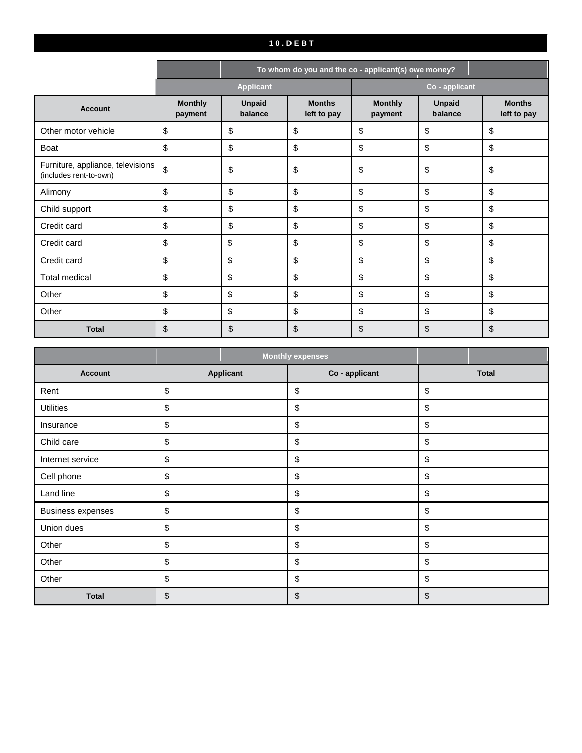## 10. DEBT

| | To whom do you and the co - applicant(s) owe money? | | | | | |
|---|---|---|---|---|---|---|
| | Applicant | | | Co - applicant | | |
| Account | Monthly payment | Unpaid balance | Months left to pay | Monthly payment | Unpaid balance | Months left to pay |
| Other motor vehicle | $ | $ | $ | $ | $ | $ |
| Boat | $ | $ | $ | $ | $ | $ |
| Furniture, appliance, televisions (includes rent-to-own) | $ | $ | $ | $ | $ | $ |
| Alimony | $ | $ | $ | $ | $ | $ |
| Child support | $ | $ | $ | $ | $ | $ |
| Credit card | $ | $ | $ | $ | $ | $ |
| Credit card | $ | $ | $ | $ | $ | $ |
| Credit card | $ | $ | $ | $ | $ | $ |
| Total medical | $ | $ | $ | $ | $ | $ |
| Other | $ | $ | $ | $ | $ | $ |
| Other | $ | $ | $ | $ | $ | $ |
| **Total** | $ | $ | $ | $ | $ | $ |

| | Monthly expenses | | |
|---|---|---|---|
| Account | Applicant | Co - applicant | Total |
| Rent | $ | $ | $ |
| Utilities | $ | $ | $ |
| Insurance | $ | $ | $ |
| Child care | $ | $ | $ |
| Internet service | $ | $ | $ |
| Cell phone | $ | $ | $ |
| Land line | $ | $ | $ |
| Business expenses | $ | $ | $ |
| Union dues | $ | $ | $ |
| Other | $ | $ | $ |
| Other | $ | $ | $ |
| Other | $ | $ | $ |
| **Total** | $ | $ | $ |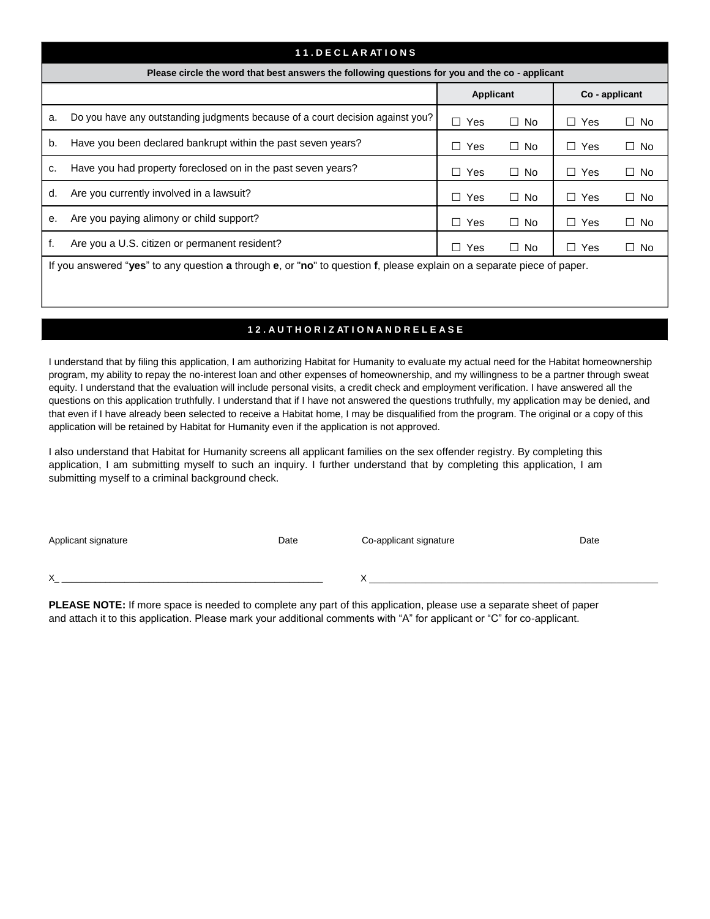## 11. DECLARATIONS

**Please circle the word that best answers the following questions for you and the co - applicant**

| | Applicant | | Co - applicant | |
|---|---|---|---|---|
| a. Do you have any outstanding judgments because of a court decision against you? | ☐ Yes | ☐ No | ☐ Yes | ☐ No |
| b. Have you been declared bankrupt within the past seven years? | ☐ Yes | ☐ No | ☐ Yes | ☐ No |
| c. Have you had property foreclosed on in the past seven years? | ☐ Yes | ☐ No | ☐ Yes | ☐ No |
| d. Are you currently involved in a lawsuit? | ☐ Yes | ☐ No | ☐ Yes | ☐ No |
| e. Are you paying alimony or child support? | ☐ Yes | ☐ No | ☐ Yes | ☐ No |
| f. Are you a U.S. citizen or permanent resident? | ☐ Yes | ☐ No | ☐ Yes | ☐ No |

If you answered "**yes**" to any question **a** through **e**, or "**no**" to question **f**, please explain on a separate piece of paper.

## 12. AUTHORIZATION AND RELEASE

I understand that by filing this application, I am authorizing Habitat for Humanity to evaluate my actual need for the Habitat homeownership program, my ability to repay the no-interest loan and other expenses of homeownership, and my willingness to be a partner through sweat equity. I understand that the evaluation will include personal visits, a credit check and employment verification. I have answered all the questions on this application truthfully. I understand that if I have not answered the questions truthfully, my application may be denied, and that even if I have already been selected to receive a Habitat home, I may be disqualified from the program. The original or a copy of this application will be retained by Habitat for Humanity even if the application is not approved.

I also understand that Habitat for Humanity screens all applicant families on the sex offender registry. By completing this application, I am submitting myself to such an inquiry. I further understand that by completing this application, I am submitting myself to a criminal background check.

| Applicant signature | Date | Co-applicant signature | Date |
|---|---|---|---|
| X_ ______________________ | | X ______________________ | |

**PLEASE NOTE:** If more space is needed to complete any part of this application, please use a separate sheet of paper and attach it to this application. Please mark your additional comments with "A" for applicant or "C" for co-applicant.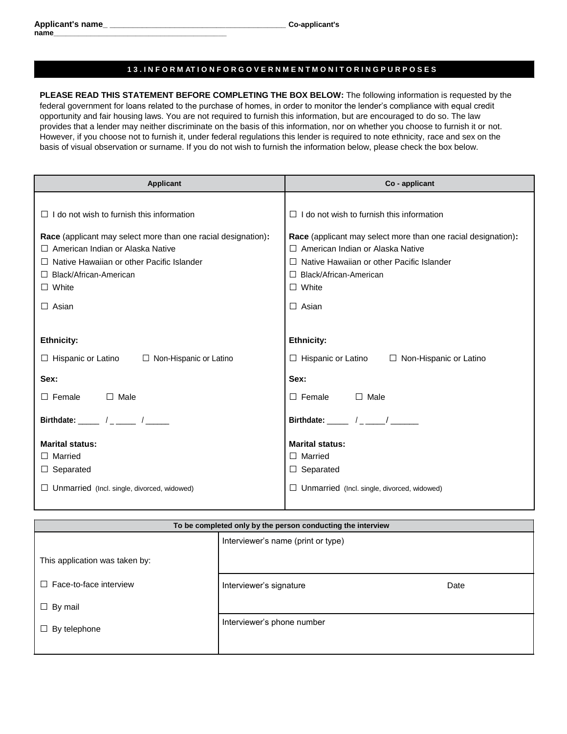**Applicant's name_ ________________________________________ Co-applicant's name________________________________________**

## 13. INFORMATION FOR GOVERNMENT MONITORING PURPOSES

**PLEASE READ THIS STATEMENT BEFORE COMPLETING THE BOX BELOW:** The following information is requested by the federal government for loans related to the purchase of homes, in order to monitor the lender's compliance with equal credit opportunity and fair housing laws. You are not required to furnish this information, but are encouraged to do so. The law provides that a lender may neither discriminate on the basis of this information, nor on whether you choose to furnish it or not. However, if you choose not to furnish it, under federal regulations this lender is required to note ethnicity, race and sex on the basis of visual observation or surname. If you do not wish to furnish the information below, please check the box below.

| Applicant | Co - applicant |
|---|---|
| ☐ I do not wish to furnish this information | ☐ I do not wish to furnish this information |
| **Race** (applicant may select more than one racial designation)**:**<br>☐ American Indian or Alaska Native<br>☐ Native Hawaiian or other Pacific Islander<br>☐ Black/African-American<br>☐ White<br>☐ Asian | **Race** (applicant may select more than one racial designation)**:**<br>☐ American Indian or Alaska Native<br>☐ Native Hawaiian or other Pacific Islander<br>☐ Black/African-American<br>☐ White<br>☐ Asian |
| **Ethnicity:**<br>☐ Hispanic or Latino ☐ Non-Hispanic or Latino | **Ethnicity:**<br>☐ Hispanic or Latino ☐ Non-Hispanic or Latino |
| **Sex:**<br>☐ Female ☐ Male | **Sex:**<br>☐ Female ☐ Male |
| **Birthdate:** _____ / _ _____ / _____ | **Birthdate:** _____ / _ _____/ ______ |
| **Marital status:**<br>☐ Married<br>☐ Separated<br>☐ Unmarried (Incl. single, divorced, widowed) | **Marital status:**<br>☐ Married<br>☐ Separated<br>☐ Unmarried (Incl. single, divorced, widowed) |

| To be completed only by the person conducting the interview | |
|---|---|
| This application was taken by: | Interviewer's name (print or type) |
| ☐ Face-to-face interview | Interviewer's signature Date |
| ☐ By mail | |
| ☐ By telephone | Interviewer's phone number |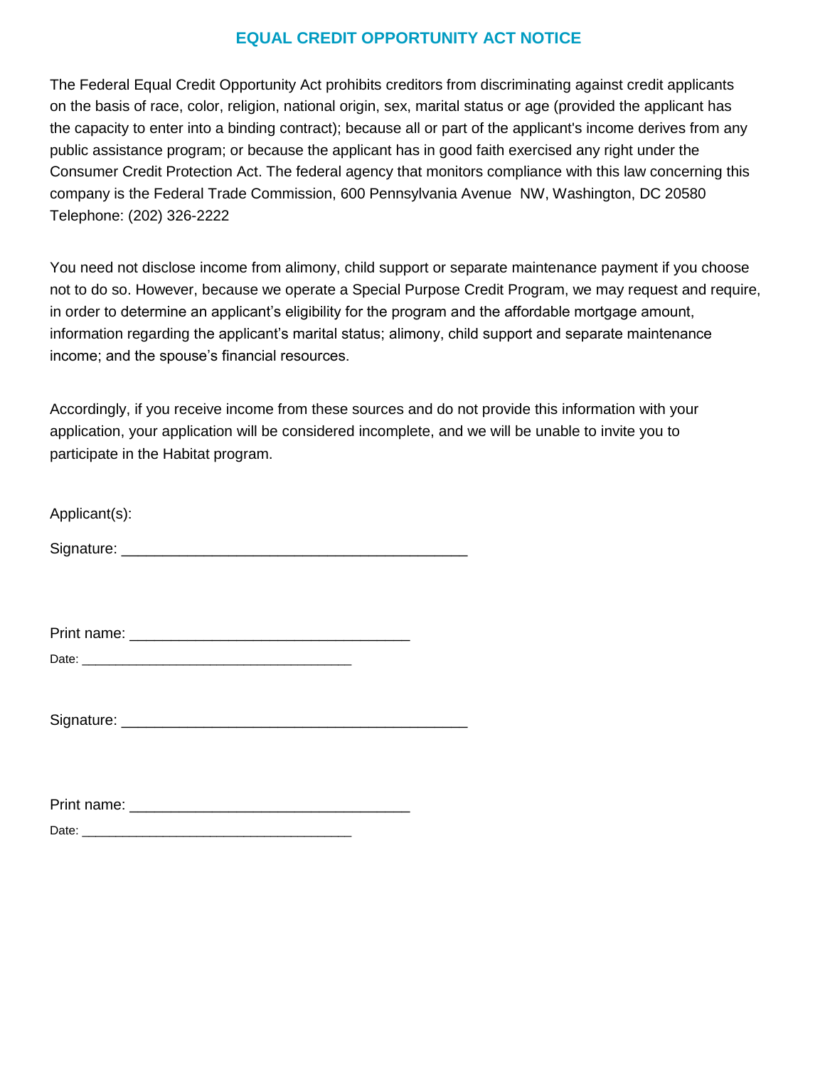# EQUAL CREDIT OPPORTUNITY ACT NOTICE

The Federal Equal Credit Opportunity Act prohibits creditors from discriminating against credit applicants on the basis of race, color, religion, national origin, sex, marital status or age (provided the applicant has the capacity to enter into a binding contract); because all or part of the applicant's income derives from any public assistance program; or because the applicant has in good faith exercised any right under the Consumer Credit Protection Act. The federal agency that monitors compliance with this law concerning this company is the Federal Trade Commission, 600 Pennsylvania Avenue NW, Washington, DC 20580 Telephone: (202) 326-2222

You need not disclose income from alimony, child support or separate maintenance payment if you choose not to do so. However, because we operate a Special Purpose Credit Program, we may request and require, in order to determine an applicant's eligibility for the program and the affordable mortgage amount, information regarding the applicant's marital status; alimony, child support and separate maintenance income; and the spouse's financial resources.

Accordingly, if you receive income from these sources and do not provide this information with your application, your application will be considered incomplete, and we will be unable to invite you to participate in the Habitat program.

Applicant(s):

Signature: ________________________________________

Print name: ________________________________

Date: ________________________________________

Signature: ________________________________________

Print name: ________________________________

Date: ________________________________________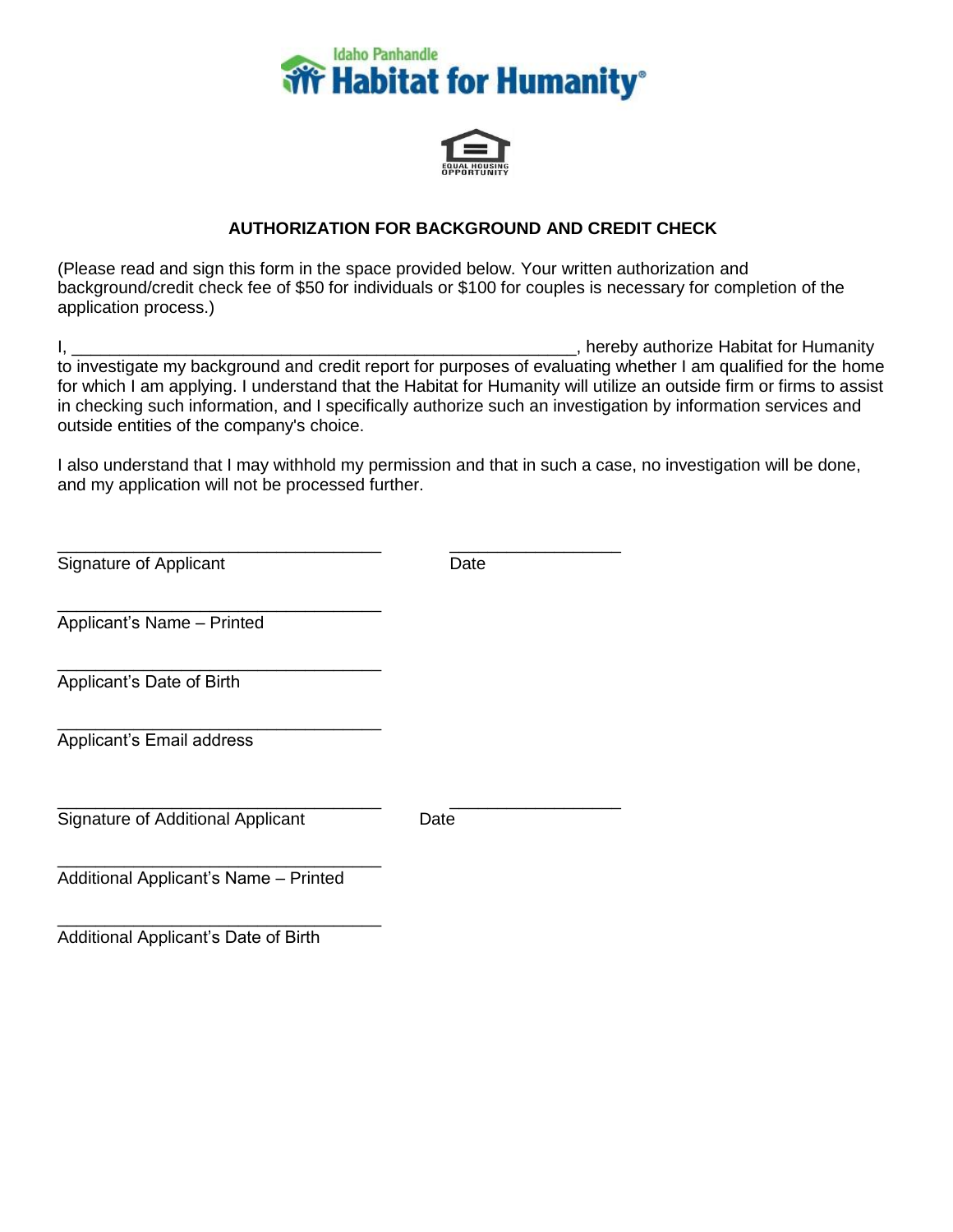Idaho Panhandle Habitat for Humanity®

EQUAL HOUSING OPPORTUNITY

## AUTHORIZATION FOR BACKGROUND AND CREDIT CHECK

(Please read and sign this form in the space provided below. Your written authorization and background/credit check fee of $50 for individuals or $100 for couples is necessary for completion of the application process.)

I, ________________________________________________________, hereby authorize Habitat for Humanity to investigate my background and credit report for purposes of evaluating whether I am qualified for the home for which I am applying. I understand that the Habitat for Humanity will utilize an outside firm or firms to assist in checking such information, and I specifically authorize such an investigation by information services and outside entities of the company's choice.

I also understand that I may withhold my permission and that in such a case, no investigation will be done, and my application will not be processed further.

____________________________________ ___________________
Signature of Applicant Date

____________________________________
Applicant's Name – Printed

____________________________________
Applicant's Date of Birth

____________________________________
Applicant's Email address

____________________________________ ___________________
Signature of Additional Applicant Date

____________________________________
Additional Applicant's Name – Printed

____________________________________
Additional Applicant's Date of Birth